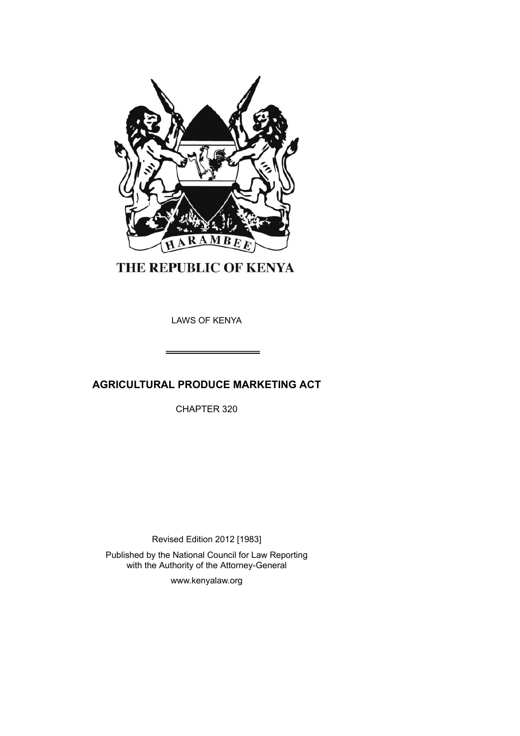HARAMBEE

THE REPUBLIC OF KENYA

LAWS OF KENYA

# AGRICULTURAL PRODUCE MARKETING ACT

CHAPTER 320

Revised Edition 2012 [1983]

Published by the National Council for Law Reporting with the Authority of the Attorney-General

www.kenyalaw.org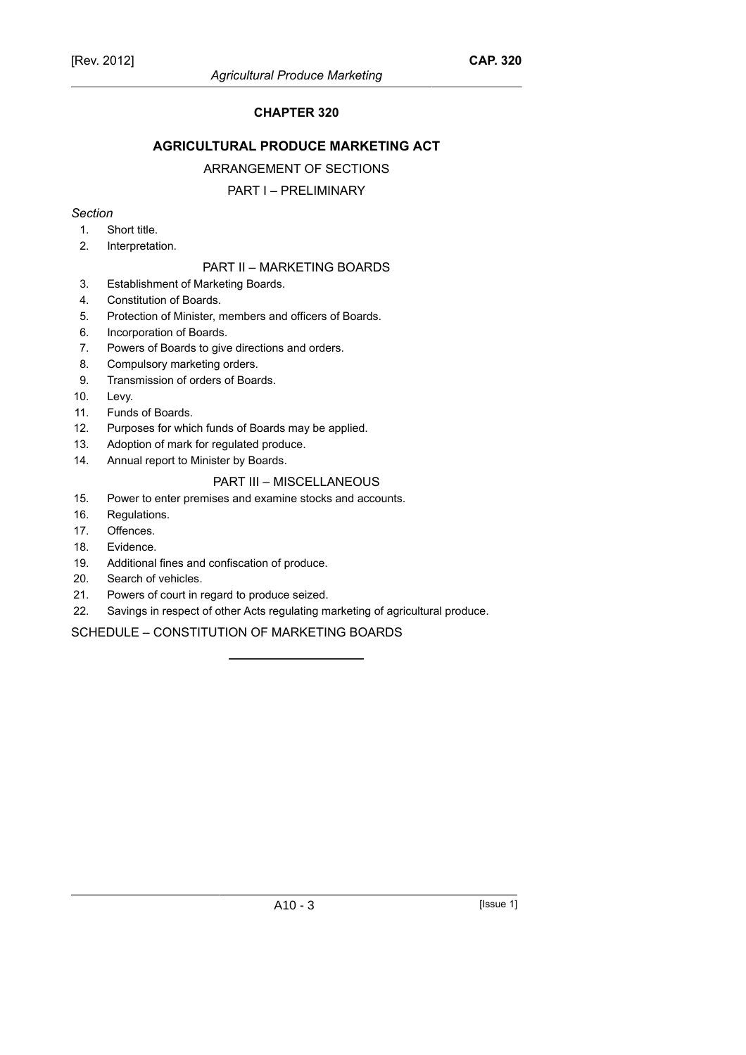# CHAPTER 320

## AGRICULTURAL PRODUCE MARKETING ACT

ARRANGEMENT OF SECTIONS

PART I – PRELIMINARY

*Section*

1. Short title.
2. Interpretation.

PART II – MARKETING BOARDS

3. Establishment of Marketing Boards.
4. Constitution of Boards.
5. Protection of Minister, members and officers of Boards.
6. Incorporation of Boards.
7. Powers of Boards to give directions and orders.
8. Compulsory marketing orders.
9. Transmission of orders of Boards.
10. Levy.
11. Funds of Boards.
12. Purposes for which funds of Boards may be applied.
13. Adoption of mark for regulated produce.
14. Annual report to Minister by Boards.

PART III – MISCELLANEOUS

15. Power to enter premises and examine stocks and accounts.
16. Regulations.
17. Offences.
18. Evidence.
19. Additional fines and confiscation of produce.
20. Search of vehicles.
21. Powers of court in regard to produce seized.
22. Savings in respect of other Acts regulating marketing of agricultural produce.

SCHEDULE – CONSTITUTION OF MARKETING BOARDS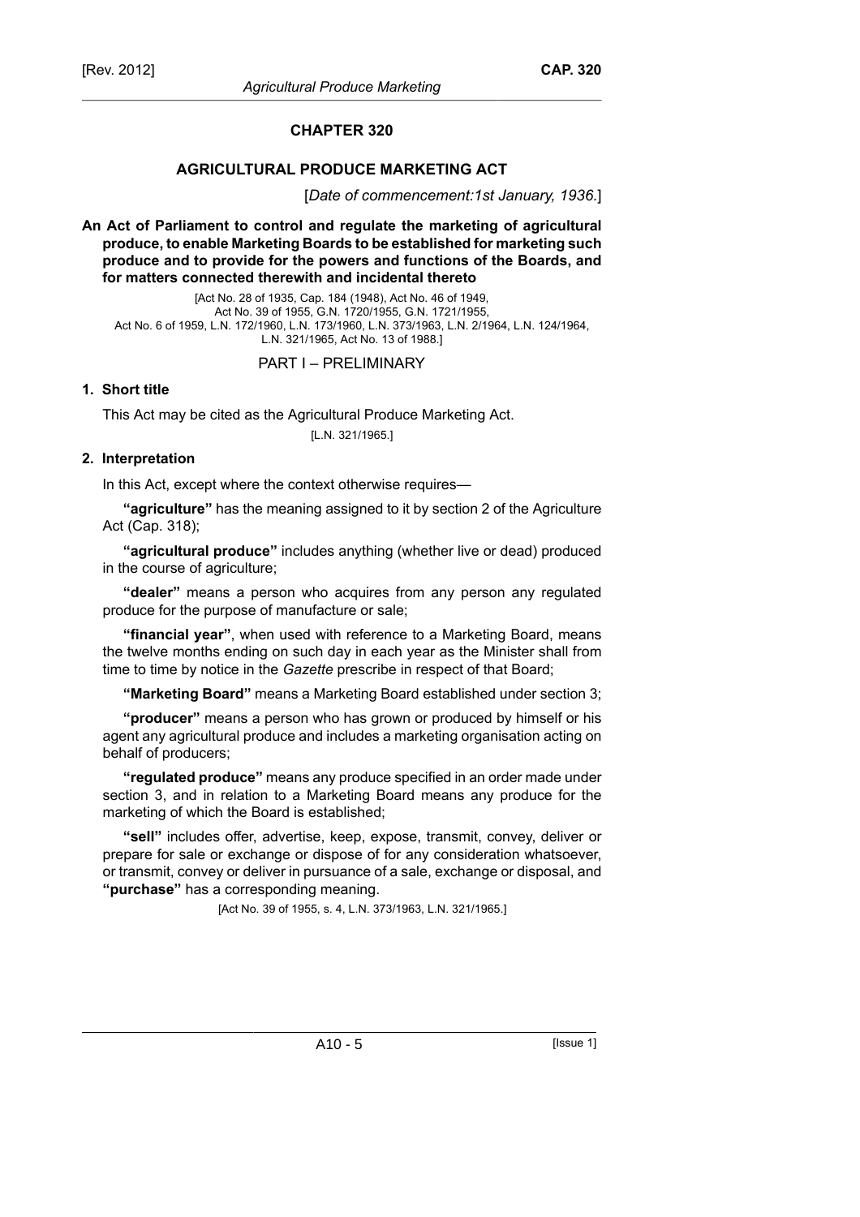# CHAPTER 320

## AGRICULTURAL PRODUCE MARKETING ACT

[*Date of commencement:1st January, 1936.*]

**An Act of Parliament to control and regulate the marketing of agricultural produce, to enable Marketing Boards to be established for marketing such produce and to provide for the powers and functions of the Boards, and for matters connected therewith and incidental thereto**

[Act No. 28 of 1935, Cap. 184 (1948), Act No. 46 of 1949, Act No. 39 of 1955, G.N. 1720/1955, G.N. 1721/1955, Act No. 6 of 1959, L.N. 172/1960, L.N. 173/1960, L.N. 373/1963, L.N. 2/1964, L.N. 124/1964, L.N. 321/1965, Act No. 13 of 1988.]

PART I – PRELIMINARY

**1. Short title**

This Act may be cited as the Agricultural Produce Marketing Act.

[L.N. 321/1965.]

**2. Interpretation**

In this Act, except where the context otherwise requires—

**"agriculture"** has the meaning assigned to it by section 2 of the Agriculture Act (Cap. 318);

**"agricultural produce"** includes anything (whether live or dead) produced in the course of agriculture;

**"dealer"** means a person who acquires from any person any regulated produce for the purpose of manufacture or sale;

**"financial year"**, when used with reference to a Marketing Board, means the twelve months ending on such day in each year as the Minister shall from time to time by notice in the *Gazette* prescribe in respect of that Board;

**"Marketing Board"** means a Marketing Board established under section 3;

**"producer"** means a person who has grown or produced by himself or his agent any agricultural produce and includes a marketing organisation acting on behalf of producers;

**"regulated produce"** means any produce specified in an order made under section 3, and in relation to a Marketing Board means any produce for the marketing of which the Board is established;

**"sell"** includes offer, advertise, keep, expose, transmit, convey, deliver or prepare for sale or exchange or dispose of for any consideration whatsoever, or transmit, convey or deliver in pursuance of a sale, exchange or disposal, and **"purchase"** has a corresponding meaning.

[Act No. 39 of 1955, s. 4, L.N. 373/1963, L.N. 321/1965.]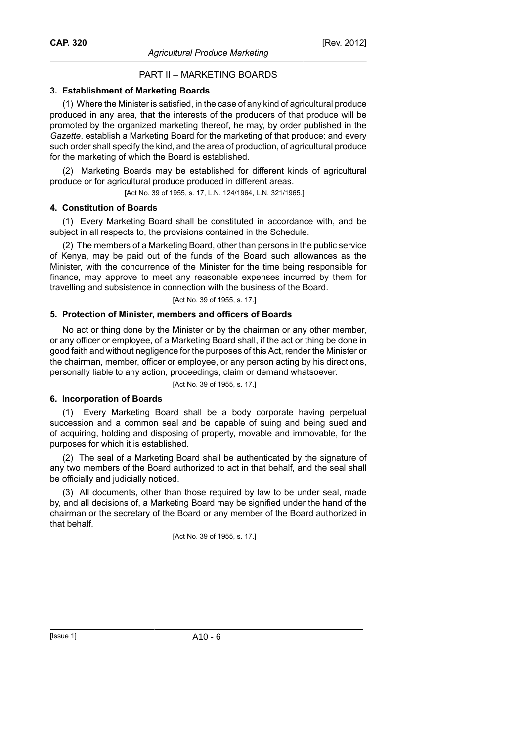## PART II – MARKETING BOARDS

### 3. Establishment of Marketing Boards

(1) Where the Minister is satisfied, in the case of any kind of agricultural produce produced in any area, that the interests of the producers of that produce will be promoted by the organized marketing thereof, he may, by order published in the *Gazette*, establish a Marketing Board for the marketing of that produce; and every such order shall specify the kind, and the area of production, of agricultural produce for the marketing of which the Board is established.

(2) Marketing Boards may be established for different kinds of agricultural produce or for agricultural produce produced in different areas.

[Act No. 39 of 1955, s. 17, L.N. 124/1964, L.N. 321/1965.]

### 4. Constitution of Boards

(1) Every Marketing Board shall be constituted in accordance with, and be subject in all respects to, the provisions contained in the Schedule.

(2) The members of a Marketing Board, other than persons in the public service of Kenya, may be paid out of the funds of the Board such allowances as the Minister, with the concurrence of the Minister for the time being responsible for finance, may approve to meet any reasonable expenses incurred by them for travelling and subsistence in connection with the business of the Board.

[Act No. 39 of 1955, s. 17.]

### 5. Protection of Minister, members and officers of Boards

No act or thing done by the Minister or by the chairman or any other member, or any officer or employee, of a Marketing Board shall, if the act or thing be done in good faith and without negligence for the purposes of this Act, render the Minister or the chairman, member, officer or employee, or any person acting by his directions, personally liable to any action, proceedings, claim or demand whatsoever.

[Act No. 39 of 1955, s. 17.]

### 6. Incorporation of Boards

(1) Every Marketing Board shall be a body corporate having perpetual succession and a common seal and be capable of suing and being sued and of acquiring, holding and disposing of property, movable and immovable, for the purposes for which it is established.

(2) The seal of a Marketing Board shall be authenticated by the signature of any two members of the Board authorized to act in that behalf, and the seal shall be officially and judicially noticed.

(3) All documents, other than those required by law to be under seal, made by, and all decisions of, a Marketing Board may be signified under the hand of the chairman or the secretary of the Board or any member of the Board authorized in that behalf.

[Act No. 39 of 1955, s. 17.]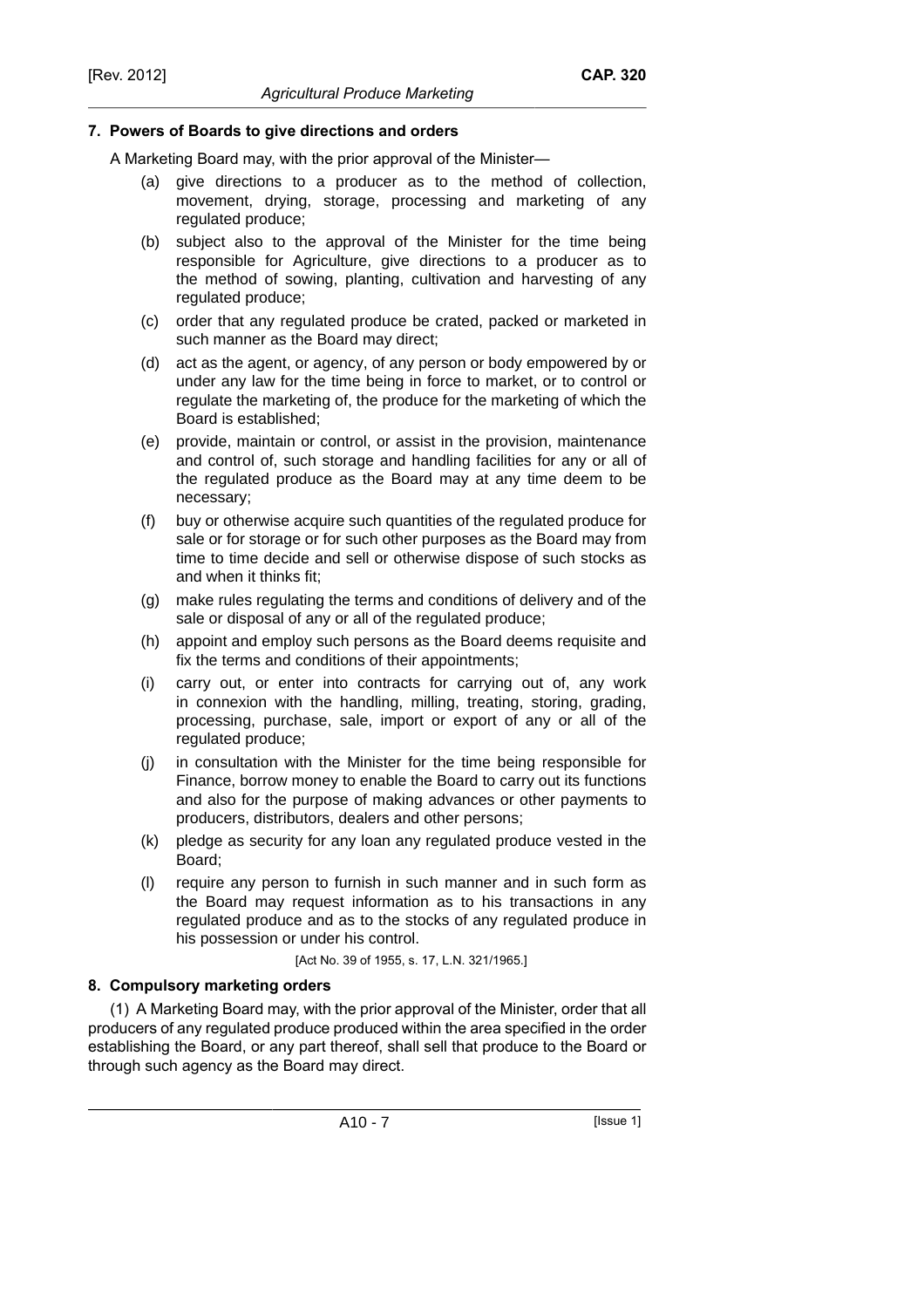**7. Powers of Boards to give directions and orders**

A Marketing Board may, with the prior approval of the Minister—

(a) give directions to a producer as to the method of collection, movement, drying, storage, processing and marketing of any regulated produce;

(b) subject also to the approval of the Minister for the time being responsible for Agriculture, give directions to a producer as to the method of sowing, planting, cultivation and harvesting of any regulated produce;

(c) order that any regulated produce be crated, packed or marketed in such manner as the Board may direct;

(d) act as the agent, or agency, of any person or body empowered by or under any law for the time being in force to market, or to control or regulate the marketing of, the produce for the marketing of which the Board is established;

(e) provide, maintain or control, or assist in the provision, maintenance and control of, such storage and handling facilities for any or all of the regulated produce as the Board may at any time deem to be necessary;

(f) buy or otherwise acquire such quantities of the regulated produce for sale or for storage or for such other purposes as the Board may from time to time decide and sell or otherwise dispose of such stocks as and when it thinks fit;

(g) make rules regulating the terms and conditions of delivery and of the sale or disposal of any or all of the regulated produce;

(h) appoint and employ such persons as the Board deems requisite and fix the terms and conditions of their appointments;

(i) carry out, or enter into contracts for carrying out of, any work in connexion with the handling, milling, treating, storing, grading, processing, purchase, sale, import or export of any or all of the regulated produce;

(j) in consultation with the Minister for the time being responsible for Finance, borrow money to enable the Board to carry out its functions and also for the purpose of making advances or other payments to producers, distributors, dealers and other persons;

(k) pledge as security for any loan any regulated produce vested in the Board;

(l) require any person to furnish in such manner and in such form as the Board may request information as to his transactions in any regulated produce and as to the stocks of any regulated produce in his possession or under his control.

[Act No. 39 of 1955, s. 17, L.N. 321/1965.]

**8. Compulsory marketing orders**

(1) A Marketing Board may, with the prior approval of the Minister, order that all producers of any regulated produce produced within the area specified in the order establishing the Board, or any part thereof, shall sell that produce to the Board or through such agency as the Board may direct.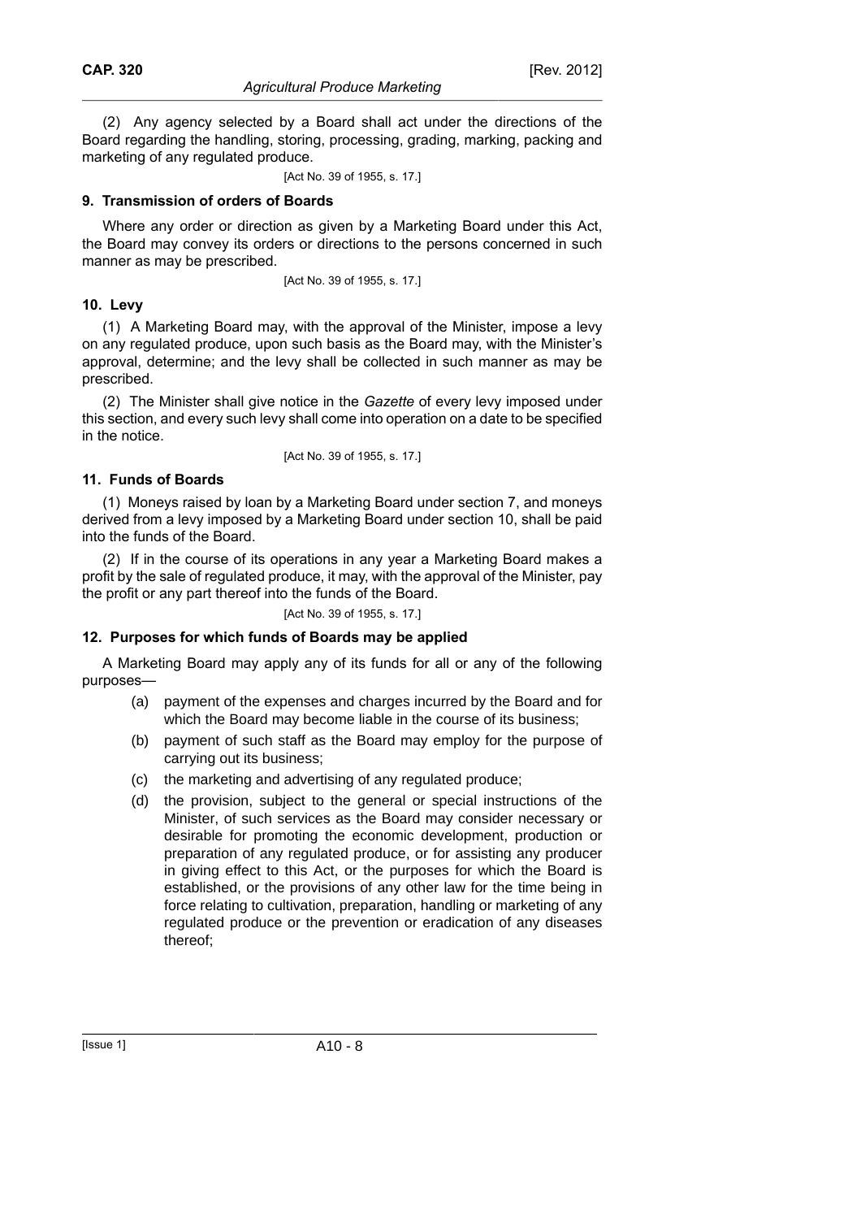(2) Any agency selected by a Board shall act under the directions of the Board regarding the handling, storing, processing, grading, marking, packing and marketing of any regulated produce.

[Act No. 39 of 1955, s. 17.]

### 9. Transmission of orders of Boards

Where any order or direction as given by a Marketing Board under this Act, the Board may convey its orders or directions to the persons concerned in such manner as may be prescribed.

[Act No. 39 of 1955, s. 17.]

### 10. Levy

(1) A Marketing Board may, with the approval of the Minister, impose a levy on any regulated produce, upon such basis as the Board may, with the Minister's approval, determine; and the levy shall be collected in such manner as may be prescribed.

(2) The Minister shall give notice in the *Gazette* of every levy imposed under this section, and every such levy shall come into operation on a date to be specified in the notice.

[Act No. 39 of 1955, s. 17.]

### 11. Funds of Boards

(1) Moneys raised by loan by a Marketing Board under section 7, and moneys derived from a levy imposed by a Marketing Board under section 10, shall be paid into the funds of the Board.

(2) If in the course of its operations in any year a Marketing Board makes a profit by the sale of regulated produce, it may, with the approval of the Minister, pay the profit or any part thereof into the funds of the Board.

[Act No. 39 of 1955, s. 17.]

### 12. Purposes for which funds of Boards may be applied

A Marketing Board may apply any of its funds for all or any of the following purposes—

(a) payment of the expenses and charges incurred by the Board and for which the Board may become liable in the course of its business;

(b) payment of such staff as the Board may employ for the purpose of carrying out its business;

(c) the marketing and advertising of any regulated produce;

(d) the provision, subject to the general or special instructions of the Minister, of such services as the Board may consider necessary or desirable for promoting the economic development, production or preparation of any regulated produce, or for assisting any producer in giving effect to this Act, or the purposes for which the Board is established, or the provisions of any other law for the time being in force relating to cultivation, preparation, handling or marketing of any regulated produce or the prevention or eradication of any diseases thereof;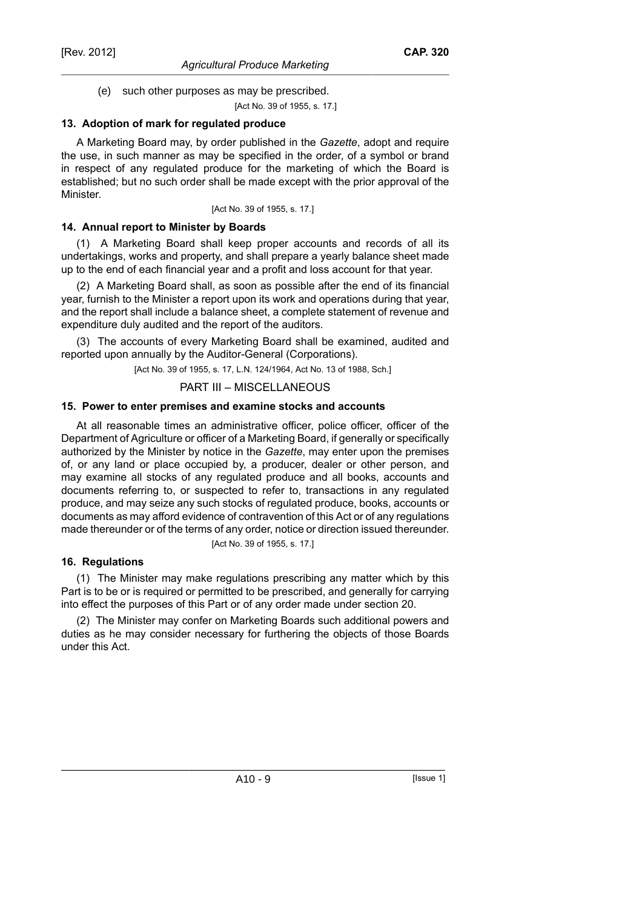(e) such other purposes as may be prescribed.

[Act No. 39 of 1955, s. 17.]

**13. Adoption of mark for regulated produce**

A Marketing Board may, by order published in the *Gazette*, adopt and require the use, in such manner as may be specified in the order, of a symbol or brand in respect of any regulated produce for the marketing of which the Board is established; but no such order shall be made except with the prior approval of the Minister.

[Act No. 39 of 1955, s. 17.]

**14. Annual report to Minister by Boards**

(1) A Marketing Board shall keep proper accounts and records of all its undertakings, works and property, and shall prepare a yearly balance sheet made up to the end of each financial year and a profit and loss account for that year.

(2) A Marketing Board shall, as soon as possible after the end of its financial year, furnish to the Minister a report upon its work and operations during that year, and the report shall include a balance sheet, a complete statement of revenue and expenditure duly audited and the report of the auditors.

(3) The accounts of every Marketing Board shall be examined, audited and reported upon annually by the Auditor-General (Corporations).

[Act No. 39 of 1955, s. 17, L.N. 124/1964, Act No. 13 of 1988, Sch.]

## PART III – MISCELLANEOUS

**15. Power to enter premises and examine stocks and accounts**

At all reasonable times an administrative officer, police officer, officer of the Department of Agriculture or officer of a Marketing Board, if generally or specifically authorized by the Minister by notice in the *Gazette*, may enter upon the premises of, or any land or place occupied by, a producer, dealer or other person, and may examine all stocks of any regulated produce and all books, accounts and documents referring to, or suspected to refer to, transactions in any regulated produce, and may seize any such stocks of regulated produce, books, accounts or documents as may afford evidence of contravention of this Act or of any regulations made thereunder or of the terms of any order, notice or direction issued thereunder.

[Act No. 39 of 1955, s. 17.]

**16. Regulations**

(1) The Minister may make regulations prescribing any matter which by this Part is to be or is required or permitted to be prescribed, and generally for carrying into effect the purposes of this Part or of any order made under section 20.

(2) The Minister may confer on Marketing Boards such additional powers and duties as he may consider necessary for furthering the objects of those Boards under this Act.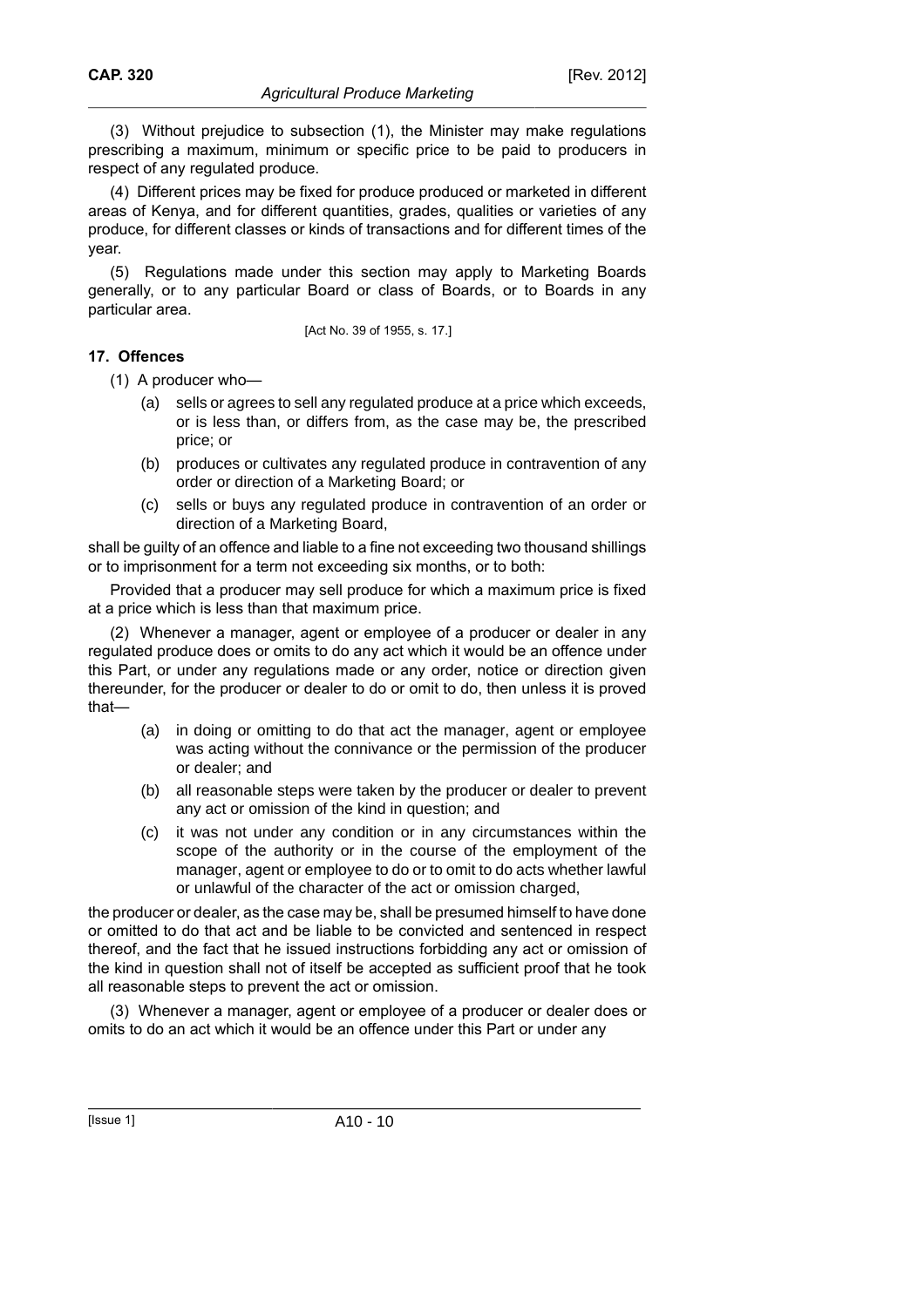(3) Without prejudice to subsection (1), the Minister may make regulations prescribing a maximum, minimum or specific price to be paid to producers in respect of any regulated produce.

(4) Different prices may be fixed for produce produced or marketed in different areas of Kenya, and for different quantities, grades, qualities or varieties of any produce, for different classes or kinds of transactions and for different times of the year.

(5) Regulations made under this section may apply to Marketing Boards generally, or to any particular Board or class of Boards, or to Boards in any particular area.

[Act No. 39 of 1955, s. 17.]

### 17. Offences

(1) A producer who—

- (a) sells or agrees to sell any regulated produce at a price which exceeds, or is less than, or differs from, as the case may be, the prescribed price; or
- (b) produces or cultivates any regulated produce in contravention of any order or direction of a Marketing Board; or
- (c) sells or buys any regulated produce in contravention of an order or direction of a Marketing Board,

shall be guilty of an offence and liable to a fine not exceeding two thousand shillings or to imprisonment for a term not exceeding six months, or to both:

Provided that a producer may sell produce for which a maximum price is fixed at a price which is less than that maximum price.

(2) Whenever a manager, agent or employee of a producer or dealer in any regulated produce does or omits to do any act which it would be an offence under this Part, or under any regulations made or any order, notice or direction given thereunder, for the producer or dealer to do or omit to do, then unless it is proved that—

- (a) in doing or omitting to do that act the manager, agent or employee was acting without the connivance or the permission of the producer or dealer; and
- (b) all reasonable steps were taken by the producer or dealer to prevent any act or omission of the kind in question; and
- (c) it was not under any condition or in any circumstances within the scope of the authority or in the course of the employment of the manager, agent or employee to do or to omit to do acts whether lawful or unlawful of the character of the act or omission charged,

the producer or dealer, as the case may be, shall be presumed himself to have done or omitted to do that act and be liable to be convicted and sentenced in respect thereof, and the fact that he issued instructions forbidding any act or omission of the kind in question shall not of itself be accepted as sufficient proof that he took all reasonable steps to prevent the act or omission.

(3) Whenever a manager, agent or employee of a producer or dealer does or omits to do an act which it would be an offence under this Part or under any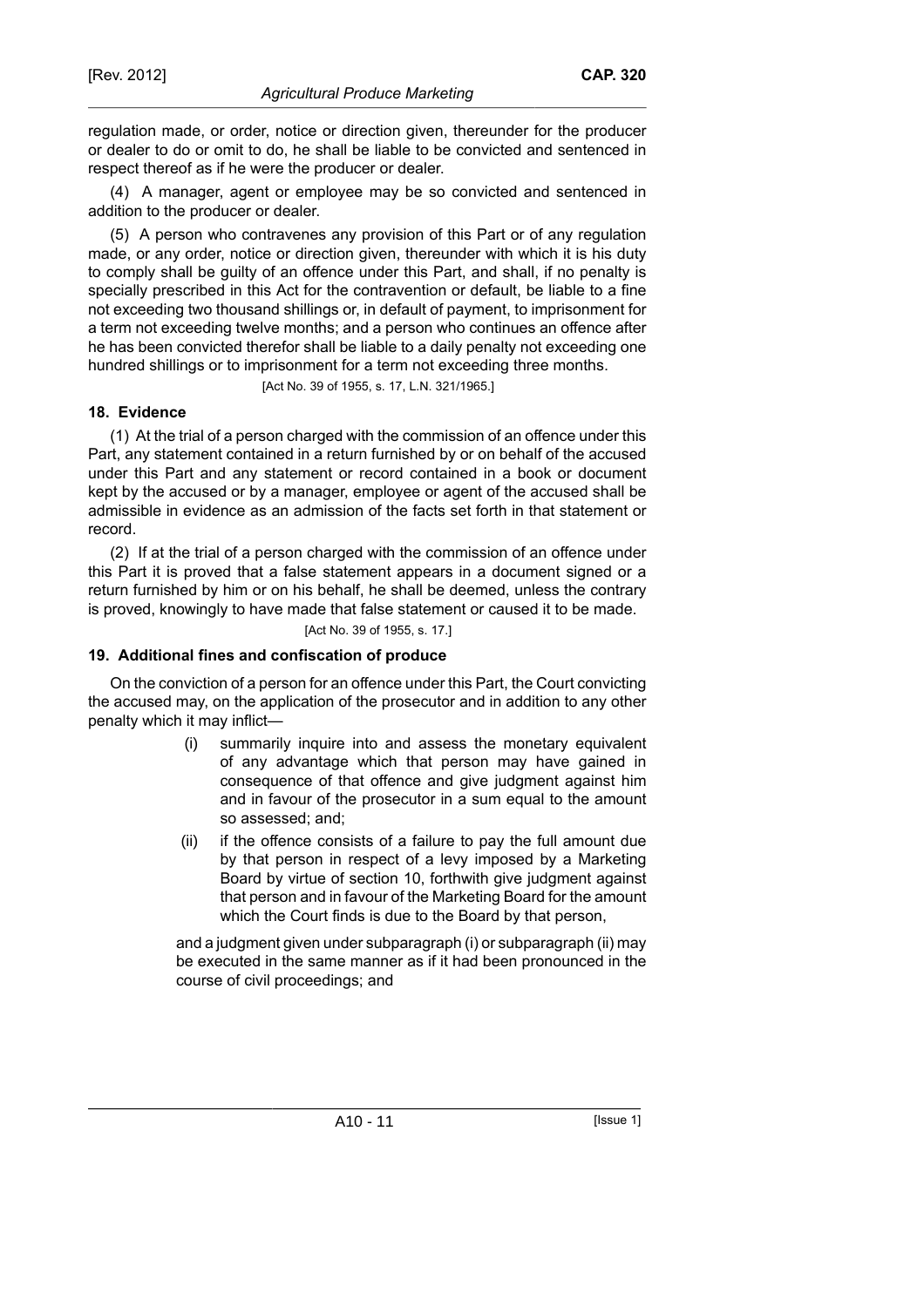regulation made, or order, notice or direction given, thereunder for the producer or dealer to do or omit to do, he shall be liable to be convicted and sentenced in respect thereof as if he were the producer or dealer.

(4) A manager, agent or employee may be so convicted and sentenced in addition to the producer or dealer.

(5) A person who contravenes any provision of this Part or of any regulation made, or any order, notice or direction given, thereunder with which it is his duty to comply shall be guilty of an offence under this Part, and shall, if no penalty is specially prescribed in this Act for the contravention or default, be liable to a fine not exceeding two thousand shillings or, in default of payment, to imprisonment for a term not exceeding twelve months; and a person who continues an offence after he has been convicted therefor shall be liable to a daily penalty not exceeding one hundred shillings or to imprisonment for a term not exceeding three months.

[Act No. 39 of 1955, s. 17, L.N. 321/1965.]

### 18. Evidence

(1) At the trial of a person charged with the commission of an offence under this Part, any statement contained in a return furnished by or on behalf of the accused under this Part and any statement or record contained in a book or document kept by the accused or by a manager, employee or agent of the accused shall be admissible in evidence as an admission of the facts set forth in that statement or record.

(2) If at the trial of a person charged with the commission of an offence under this Part it is proved that a false statement appears in a document signed or a return furnished by him or on his behalf, he shall be deemed, unless the contrary is proved, knowingly to have made that false statement or caused it to be made.

[Act No. 39 of 1955, s. 17.]

### 19. Additional fines and confiscation of produce

On the conviction of a person for an offence under this Part, the Court convicting the accused may, on the application of the prosecutor and in addition to any other penalty which it may inflict—

(i) summarily inquire into and assess the monetary equivalent of any advantage which that person may have gained in consequence of that offence and give judgment against him and in favour of the prosecutor in a sum equal to the amount so assessed; and;

(ii) if the offence consists of a failure to pay the full amount due by that person in respect of a levy imposed by a Marketing Board by virtue of section 10, forthwith give judgment against that person and in favour of the Marketing Board for the amount which the Court finds is due to the Board by that person,

and a judgment given under subparagraph (i) or subparagraph (ii) may be executed in the same manner as if it had been pronounced in the course of civil proceedings; and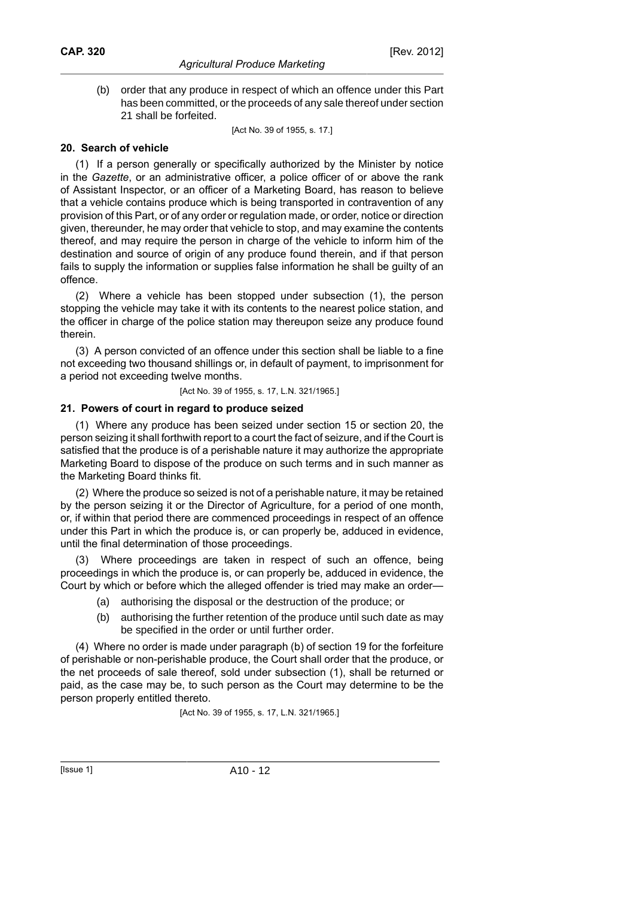(b) order that any produce in respect of which an offence under this Part has been committed, or the proceeds of any sale thereof under section 21 shall be forfeited.

[Act No. 39 of 1955, s. 17.]

**20. Search of vehicle**

(1) If a person generally or specifically authorized by the Minister by notice in the *Gazette*, or an administrative officer, a police officer of or above the rank of Assistant Inspector, or an officer of a Marketing Board, has reason to believe that a vehicle contains produce which is being transported in contravention of any provision of this Part, or of any order or regulation made, or order, notice or direction given, thereunder, he may order that vehicle to stop, and may examine the contents thereof, and may require the person in charge of the vehicle to inform him of the destination and source of origin of any produce found therein, and if that person fails to supply the information or supplies false information he shall be guilty of an offence.

(2) Where a vehicle has been stopped under subsection (1), the person stopping the vehicle may take it with its contents to the nearest police station, and the officer in charge of the police station may thereupon seize any produce found therein.

(3) A person convicted of an offence under this section shall be liable to a fine not exceeding two thousand shillings or, in default of payment, to imprisonment for a period not exceeding twelve months.

[Act No. 39 of 1955, s. 17, L.N. 321/1965.]

**21. Powers of court in regard to produce seized**

(1) Where any produce has been seized under section 15 or section 20, the person seizing it shall forthwith report to a court the fact of seizure, and if the Court is satisfied that the produce is of a perishable nature it may authorize the appropriate Marketing Board to dispose of the produce on such terms and in such manner as the Marketing Board thinks fit.

(2) Where the produce so seized is not of a perishable nature, it may be retained by the person seizing it or the Director of Agriculture, for a period of one month, or, if within that period there are commenced proceedings in respect of an offence under this Part in which the produce is, or can properly be, adduced in evidence, until the final determination of those proceedings.

(3) Where proceedings are taken in respect of such an offence, being proceedings in which the produce is, or can properly be, adduced in evidence, the Court by which or before which the alleged offender is tried may make an order—

(a) authorising the disposal or the destruction of the produce; or

(b) authorising the further retention of the produce until such date as may be specified in the order or until further order.

(4) Where no order is made under paragraph (b) of section 19 for the forfeiture of perishable or non-perishable produce, the Court shall order that the produce, or the net proceeds of sale thereof, sold under subsection (1), shall be returned or paid, as the case may be, to such person as the Court may determine to be the person properly entitled thereto.

[Act No. 39 of 1955, s. 17, L.N. 321/1965.]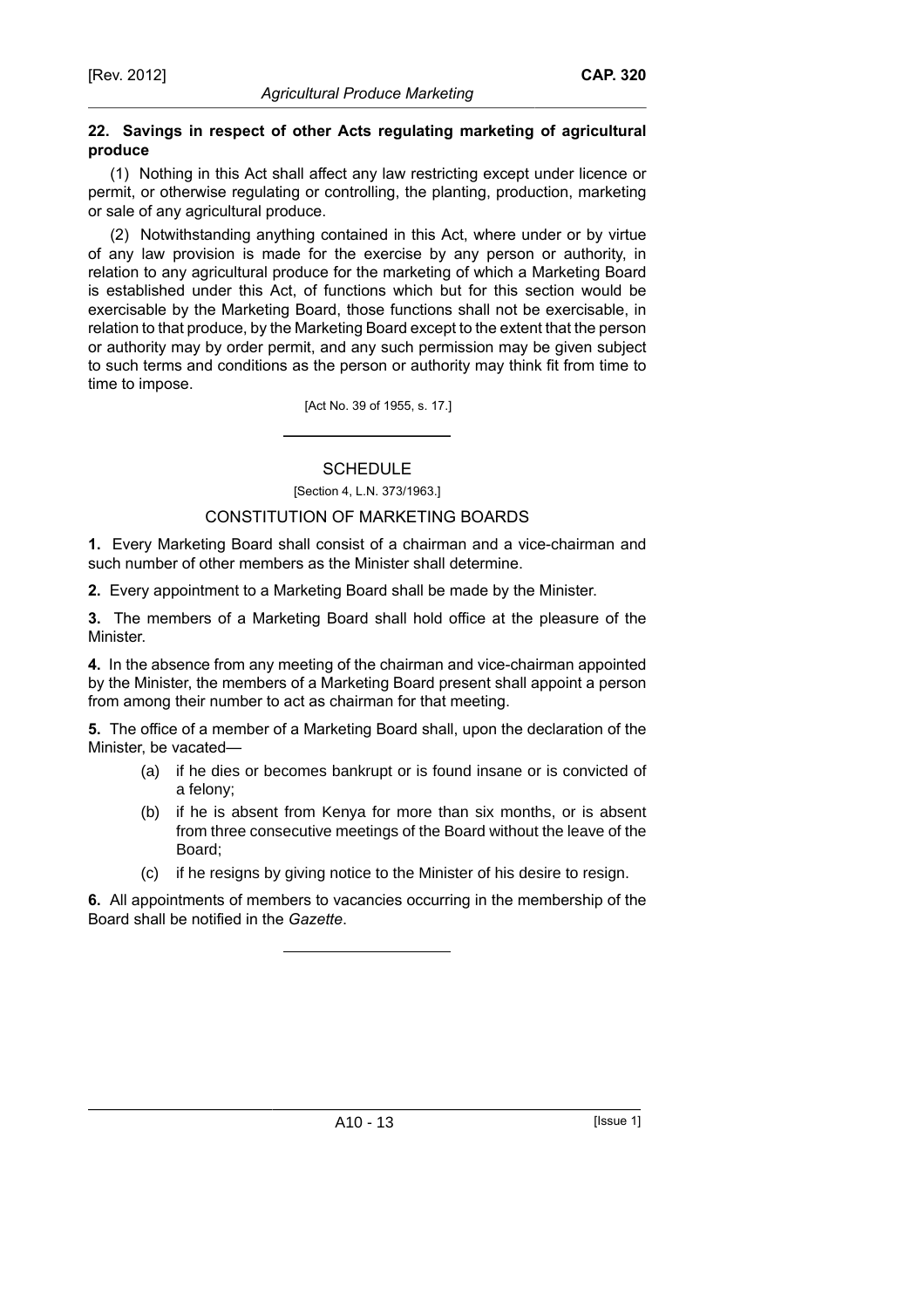**22. Savings in respect of other Acts regulating marketing of agricultural produce**

(1) Nothing in this Act shall affect any law restricting except under licence or permit, or otherwise regulating or controlling, the planting, production, marketing or sale of any agricultural produce.

(2) Notwithstanding anything contained in this Act, where under or by virtue of any law provision is made for the exercise by any person or authority, in relation to any agricultural produce for the marketing of which a Marketing Board is established under this Act, of functions which but for this section would be exercisable by the Marketing Board, those functions shall not be exercisable, in relation to that produce, by the Marketing Board except to the extent that the person or authority may by order permit, and any such permission may be given subject to such terms and conditions as the person or authority may think fit from time to time to impose.

[Act No. 39 of 1955, s. 17.]

## SCHEDULE

[Section 4, L.N. 373/1963.]

### CONSTITUTION OF MARKETING BOARDS

**1.** Every Marketing Board shall consist of a chairman and a vice-chairman and such number of other members as the Minister shall determine.

**2.** Every appointment to a Marketing Board shall be made by the Minister.

**3.** The members of a Marketing Board shall hold office at the pleasure of the Minister.

**4.** In the absence from any meeting of the chairman and vice-chairman appointed by the Minister, the members of a Marketing Board present shall appoint a person from among their number to act as chairman for that meeting.

**5.** The office of a member of a Marketing Board shall, upon the declaration of the Minister, be vacated—

(a) if he dies or becomes bankrupt or is found insane or is convicted of a felony;

(b) if he is absent from Kenya for more than six months, or is absent from three consecutive meetings of the Board without the leave of the Board;

(c) if he resigns by giving notice to the Minister of his desire to resign.

**6.** All appointments of members to vacancies occurring in the membership of the Board shall be notified in the *Gazette*.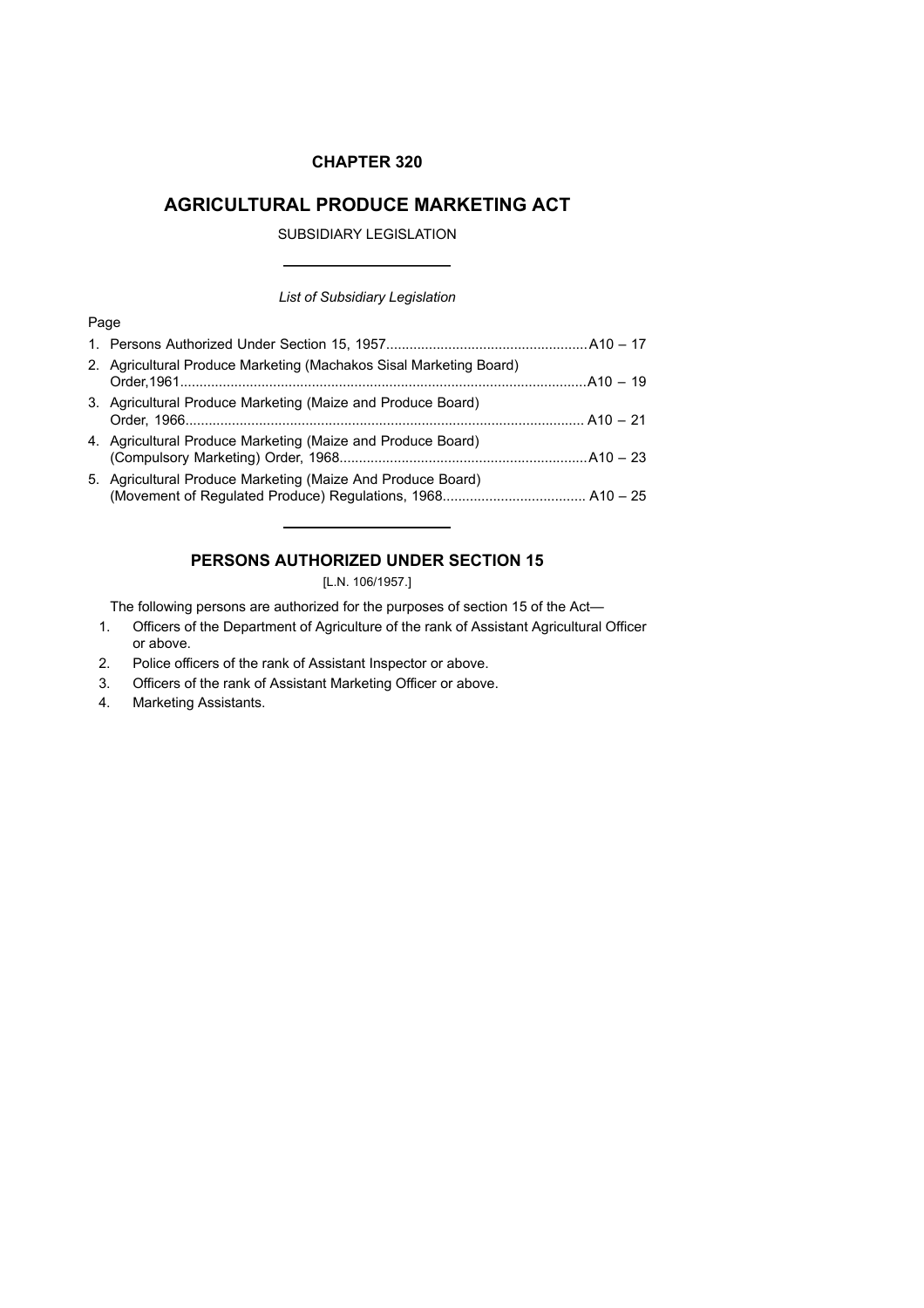# CHAPTER 320

# AGRICULTURAL PRODUCE MARKETING ACT

SUBSIDIARY LEGISLATION

*List of Subsidiary Legislation*

Page

1. Persons Authorized Under Section 15, 1957 .................................................... A10 – 17
2. Agricultural Produce Marketing (Machakos Sisal Marketing Board) Order,1961 ........................................................................................................ A10 – 19
3. Agricultural Produce Marketing (Maize and Produce Board) Order, 1966 ...................................................................................................... A10 – 21
4. Agricultural Produce Marketing (Maize and Produce Board) (Compulsory Marketing) Order, 1968 ................................................................ A10 – 23
5. Agricultural Produce Marketing (Maize And Produce Board) (Movement of Regulated Produce) Regulations, 1968 .................................... A10 – 25

## PERSONS AUTHORIZED UNDER SECTION 15

[L.N. 106/1957.]

The following persons are authorized for the purposes of section 15 of the Act—

1. Officers of the Department of Agriculture of the rank of Assistant Agricultural Officer or above.
2. Police officers of the rank of Assistant Inspector or above.
3. Officers of the rank of Assistant Marketing Officer or above.
4. Marketing Assistants.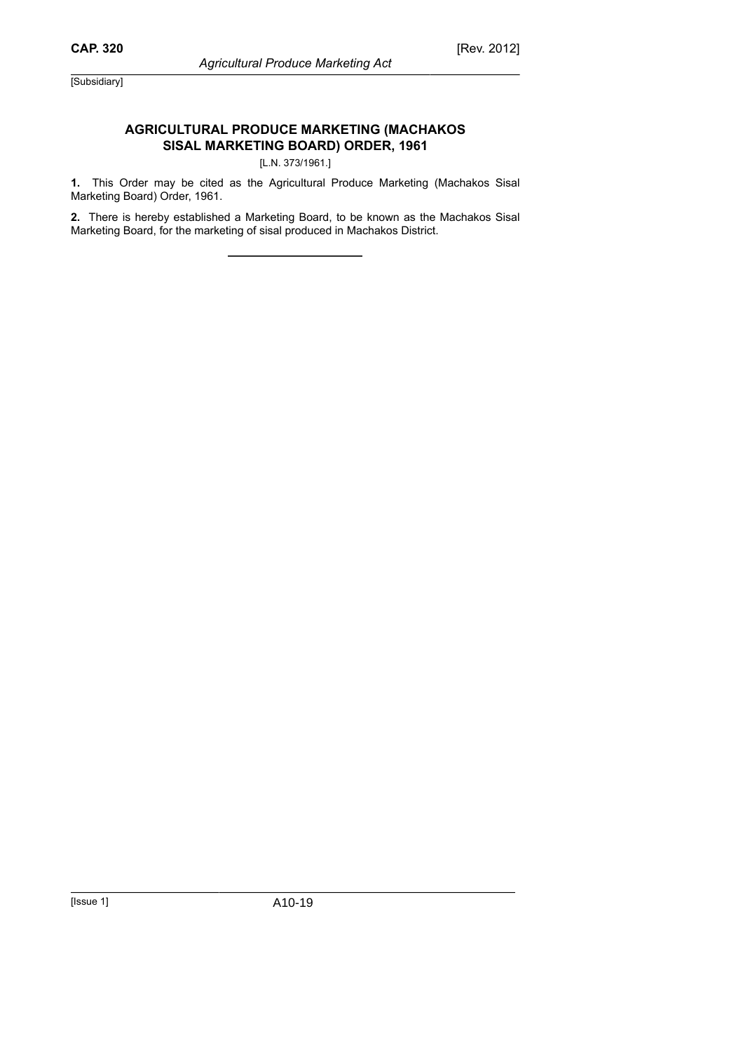[Subsidiary]

## AGRICULTURAL PRODUCE MARKETING (MACHAKOS SISAL MARKETING BOARD) ORDER, 1961

[L.N. 373/1961.]

**1.** This Order may be cited as the Agricultural Produce Marketing (Machakos Sisal Marketing Board) Order, 1961.

**2.** There is hereby established a Marketing Board, to be known as the Machakos Sisal Marketing Board, for the marketing of sisal produced in Machakos District.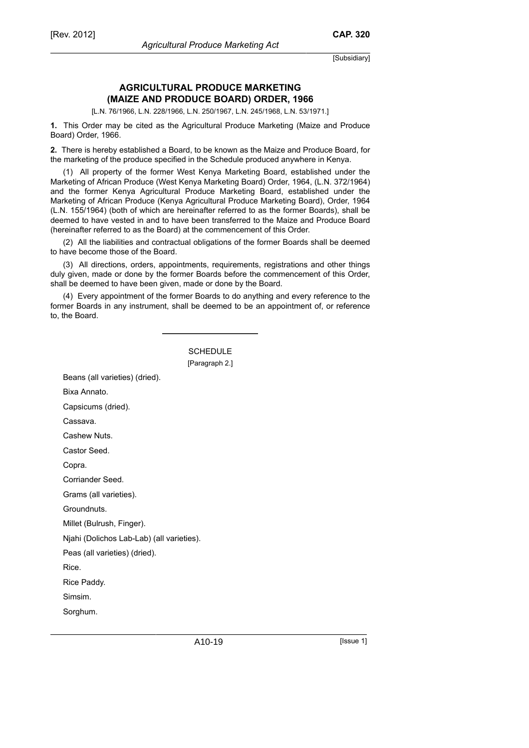## AGRICULTURAL PRODUCE MARKETING (MAIZE AND PRODUCE BOARD) ORDER, 1966

[L.N. 76/1966, L.N. 228/1966, L.N. 250/1967, L.N. 245/1968, L.N. 53/1971.]

**1.** This Order may be cited as the Agricultural Produce Marketing (Maize and Produce Board) Order, 1966.

**2.** There is hereby established a Board, to be known as the Maize and Produce Board, for the marketing of the produce specified in the Schedule produced anywhere in Kenya.

(1) All property of the former West Kenya Marketing Board, established under the Marketing of African Produce (West Kenya Marketing Board) Order, 1964, (L.N. 372/1964) and the former Kenya Agricultural Produce Marketing Board, established under the Marketing of African Produce (Kenya Agricultural Produce Marketing Board), Order, 1964 (L.N. 155/1964) (both of which are hereinafter referred to as the former Boards), shall be deemed to have vested in and to have been transferred to the Maize and Produce Board (hereinafter referred to as the Board) at the commencement of this Order.

(2) All the liabilities and contractual obligations of the former Boards shall be deemed to have become those of the Board.

(3) All directions, orders, appointments, requirements, registrations and other things duly given, made or done by the former Boards before the commencement of this Order, shall be deemed to have been given, made or done by the Board.

(4) Every appointment of the former Boards to do anything and every reference to the former Boards in any instrument, shall be deemed to be an appointment of, or reference to, the Board.

---

SCHEDULE

[Paragraph 2.]

Beans (all varieties) (dried).

Bixa Annato.

Capsicums (dried).

Cassava.

Cashew Nuts.

Castor Seed.

Copra.

Corriander Seed.

Grams (all varieties).

Groundnuts.

Millet (Bulrush, Finger).

Njahi (Dolichos Lab-Lab) (all varieties).

Peas (all varieties) (dried).

Rice.

Rice Paddy.

Simsim.

Sorghum.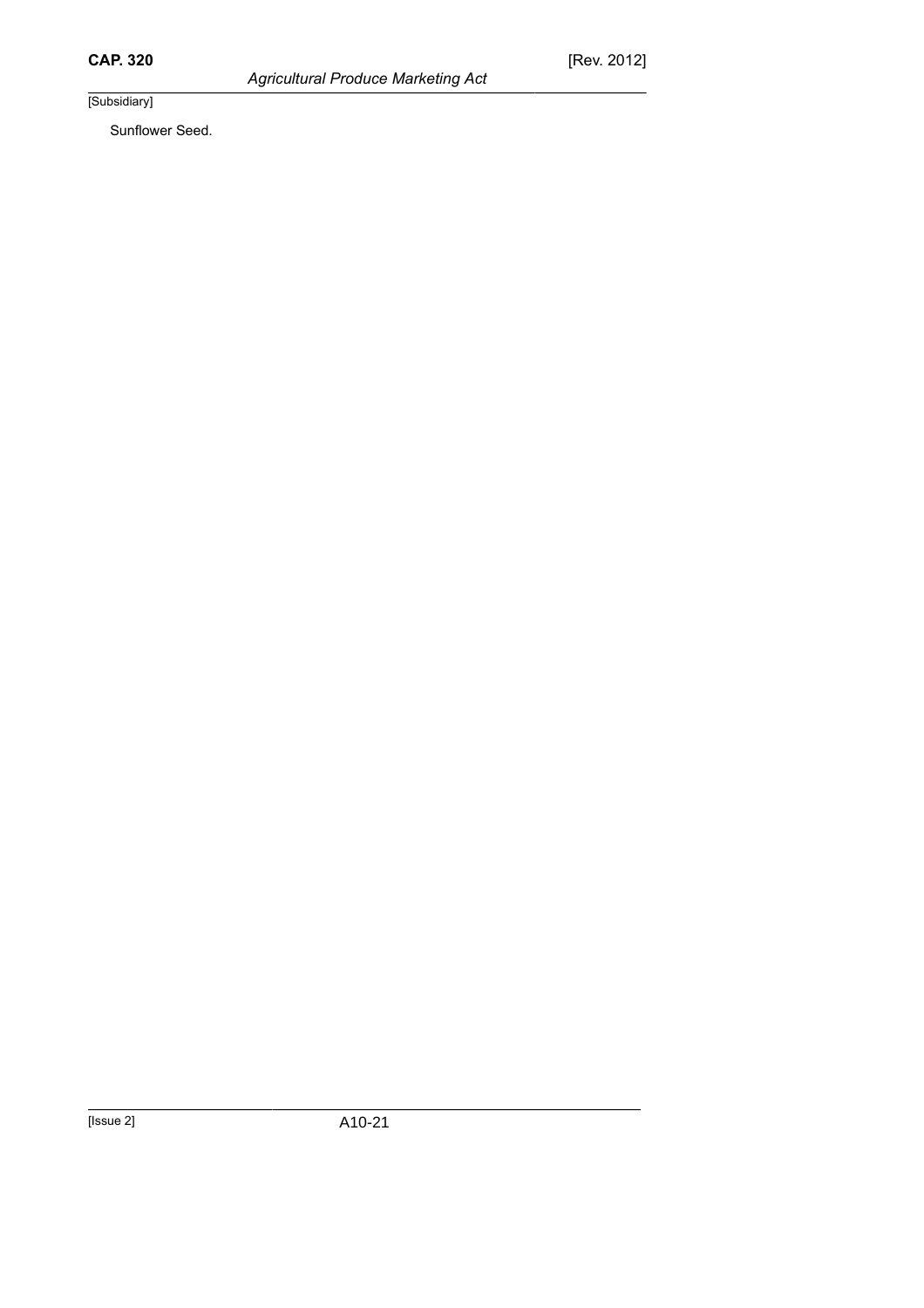Sunflower Seed.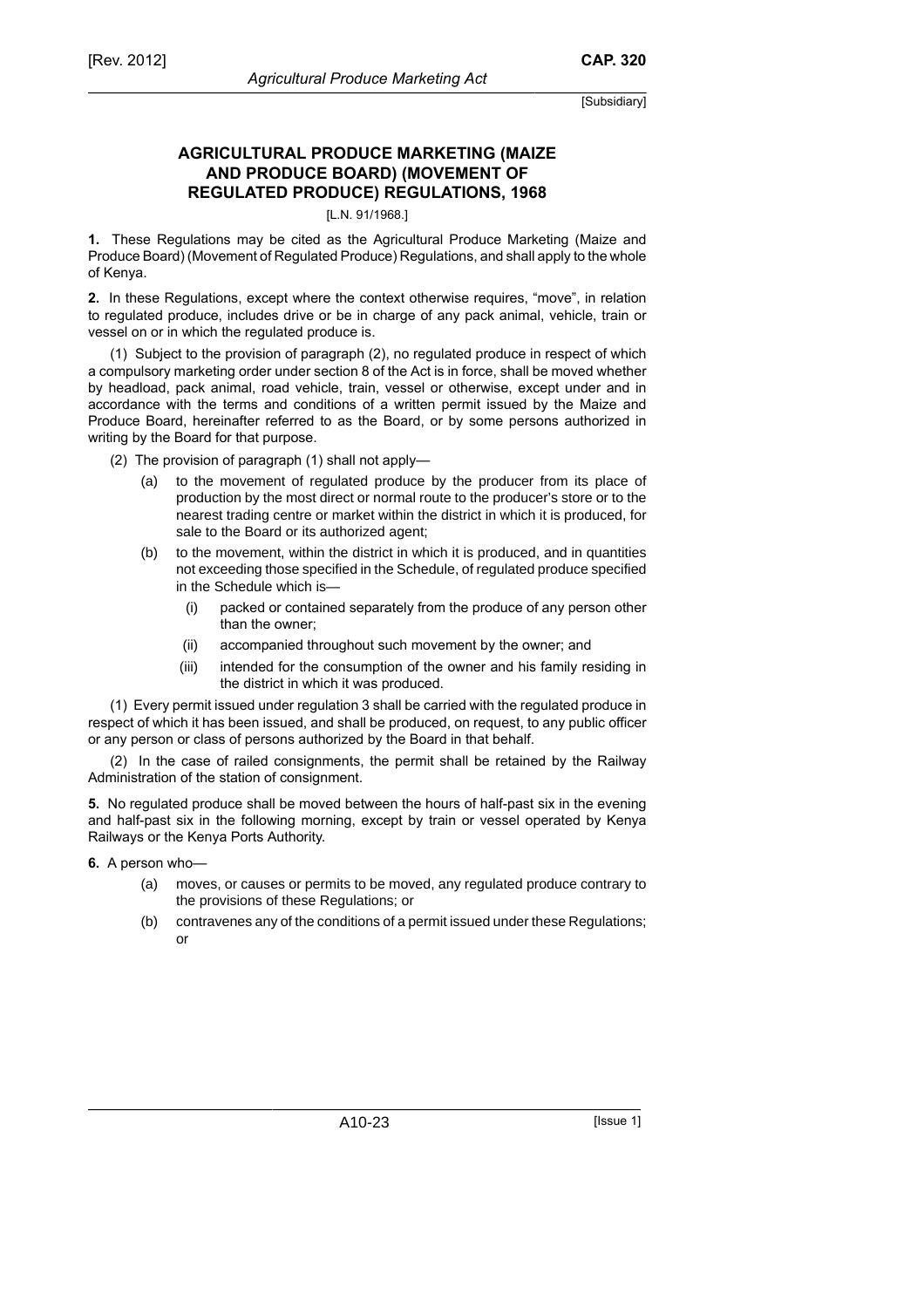## AGRICULTURAL PRODUCE MARKETING (MAIZE AND PRODUCE BOARD) (MOVEMENT OF REGULATED PRODUCE) REGULATIONS, 1968

[L.N. 91/1968.]

**1.** These Regulations may be cited as the Agricultural Produce Marketing (Maize and Produce Board) (Movement of Regulated Produce) Regulations, and shall apply to the whole of Kenya.

**2.** In these Regulations, except where the context otherwise requires, "move", in relation to regulated produce, includes drive or be in charge of any pack animal, vehicle, train or vessel on or in which the regulated produce is.

(1) Subject to the provision of paragraph (2), no regulated produce in respect of which a compulsory marketing order under section 8 of the Act is in force, shall be moved whether by headload, pack animal, road vehicle, train, vessel or otherwise, except under and in accordance with the terms and conditions of a written permit issued by the Maize and Produce Board, hereinafter referred to as the Board, or by some persons authorized in writing by the Board for that purpose.

(2) The provision of paragraph (1) shall not apply—

- (a) to the movement of regulated produce by the producer from its place of production by the most direct or normal route to the producer's store or to the nearest trading centre or market within the district in which it is produced, for sale to the Board or its authorized agent;
- (b) to the movement, within the district in which it is produced, and in quantities not exceeding those specified in the Schedule, of regulated produce specified in the Schedule which is—
  - (i) packed or contained separately from the produce of any person other than the owner;
  - (ii) accompanied throughout such movement by the owner; and
  - (iii) intended for the consumption of the owner and his family residing in the district in which it was produced.

(1) Every permit issued under regulation 3 shall be carried with the regulated produce in respect of which it has been issued, and shall be produced, on request, to any public officer or any person or class of persons authorized by the Board in that behalf.

(2) In the case of railed consignments, the permit shall be retained by the Railway Administration of the station of consignment.

**5.** No regulated produce shall be moved between the hours of half-past six in the evening and half-past six in the following morning, except by train or vessel operated by Kenya Railways or the Kenya Ports Authority.

**6.** A person who—

- (a) moves, or causes or permits to be moved, any regulated produce contrary to the provisions of these Regulations; or
- (b) contravenes any of the conditions of a permit issued under these Regulations; or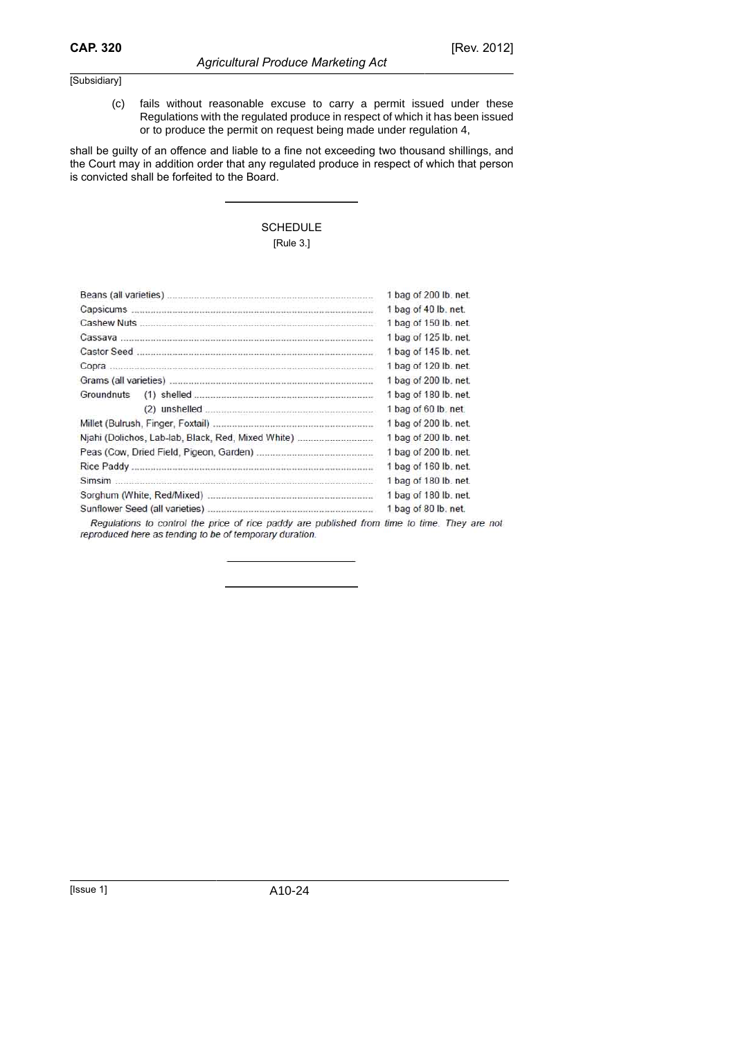(c) fails without reasonable excuse to carry a permit issued under these Regulations with the regulated produce in respect of which it has been issued or to produce the permit on request being made under regulation 4,

shall be guilty of an offence and liable to a fine not exceeding two thousand shillings, and the Court may in addition order that any regulated produce in respect of which that person is convicted shall be forfeited to the Board.

---

## SCHEDULE

[Rule 3.]

| Produce | Quantity |
|---|---|
| Beans (all varieties) | 1 bag of 200 lb. net. |
| Capsicums | 1 bag of 40 lb. net. |
| Cashew Nuts | 1 bag of 150 lb. net. |
| Cassava | 1 bag of 125 lb. net. |
| Castor Seed | 1 bag of 145 lb. net. |
| Copra | 1 bag of 120 lb. net. |
| Grams (all varieties) | 1 bag of 200 lb. net. |
| Groundnuts (1) shelled | 1 bag of 180 lb. net. |
| (2) unshelled | 1 bag of 60 lb. net. |
| Millet (Bulrush, Finger, Foxtail) | 1 bag of 200 lb. net. |
| Njahi (Dolichos, Lab-lab, Black, Red, Mixed White) | 1 bag of 200 lb. net. |
| Peas (Cow, Dried Field, Pigeon, Garden) | 1 bag of 200 lb. net. |
| Rice Paddy | 1 bag of 160 lb. net. |
| Simsim | 1 bag of 180 lb. net. |
| Sorghum (White, Red/Mixed) | 1 bag of 180 lb. net. |
| Sunflower Seed (all varieties) | 1 bag of 80 lb. net. |

*Regulations to control the price of rice paddy are published from time to time. They are not reproduced here as tending to be of temporary duration.*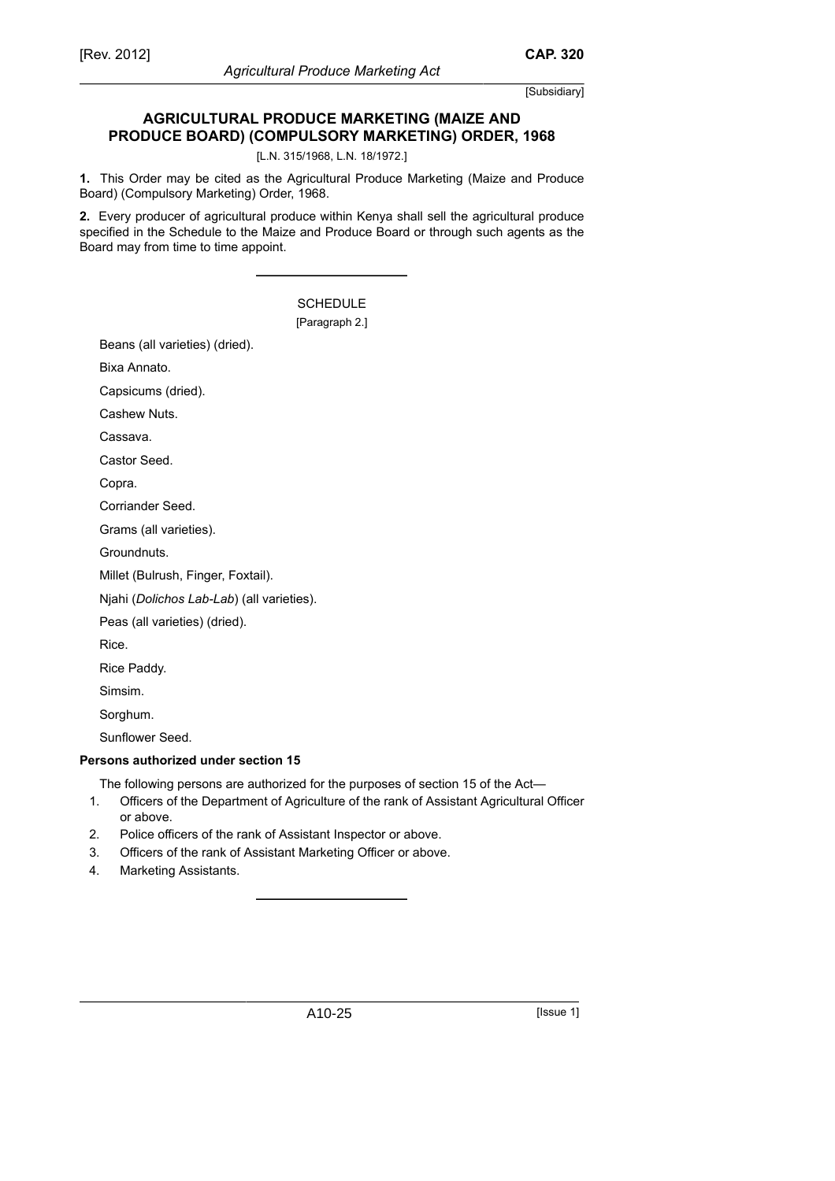[Subsidiary]

## AGRICULTURAL PRODUCE MARKETING (MAIZE AND PRODUCE BOARD) (COMPULSORY MARKETING) ORDER, 1968

[L.N. 315/1968, L.N. 18/1972.]

**1.** This Order may be cited as the Agricultural Produce Marketing (Maize and Produce Board) (Compulsory Marketing) Order, 1968.

**2.** Every producer of agricultural produce within Kenya shall sell the agricultural produce specified in the Schedule to the Maize and Produce Board or through such agents as the Board may from time to time appoint.

---

SCHEDULE

[Paragraph 2.]

Beans (all varieties) (dried).

Bixa Annato.

Capsicums (dried).

Cashew Nuts.

Cassava.

Castor Seed.

Copra.

Corriander Seed.

Grams (all varieties).

Groundnuts.

Millet (Bulrush, Finger, Foxtail).

Njahi (*Dolichos Lab-Lab*) (all varieties).

Peas (all varieties) (dried).

Rice.

Rice Paddy.

Simsim.

Sorghum.

Sunflower Seed.

**Persons authorized under section 15**

The following persons are authorized for the purposes of section 15 of the Act—

1. Officers of the Department of Agriculture of the rank of Assistant Agricultural Officer or above.
2. Police officers of the rank of Assistant Inspector or above.
3. Officers of the rank of Assistant Marketing Officer or above.
4. Marketing Assistants.

---